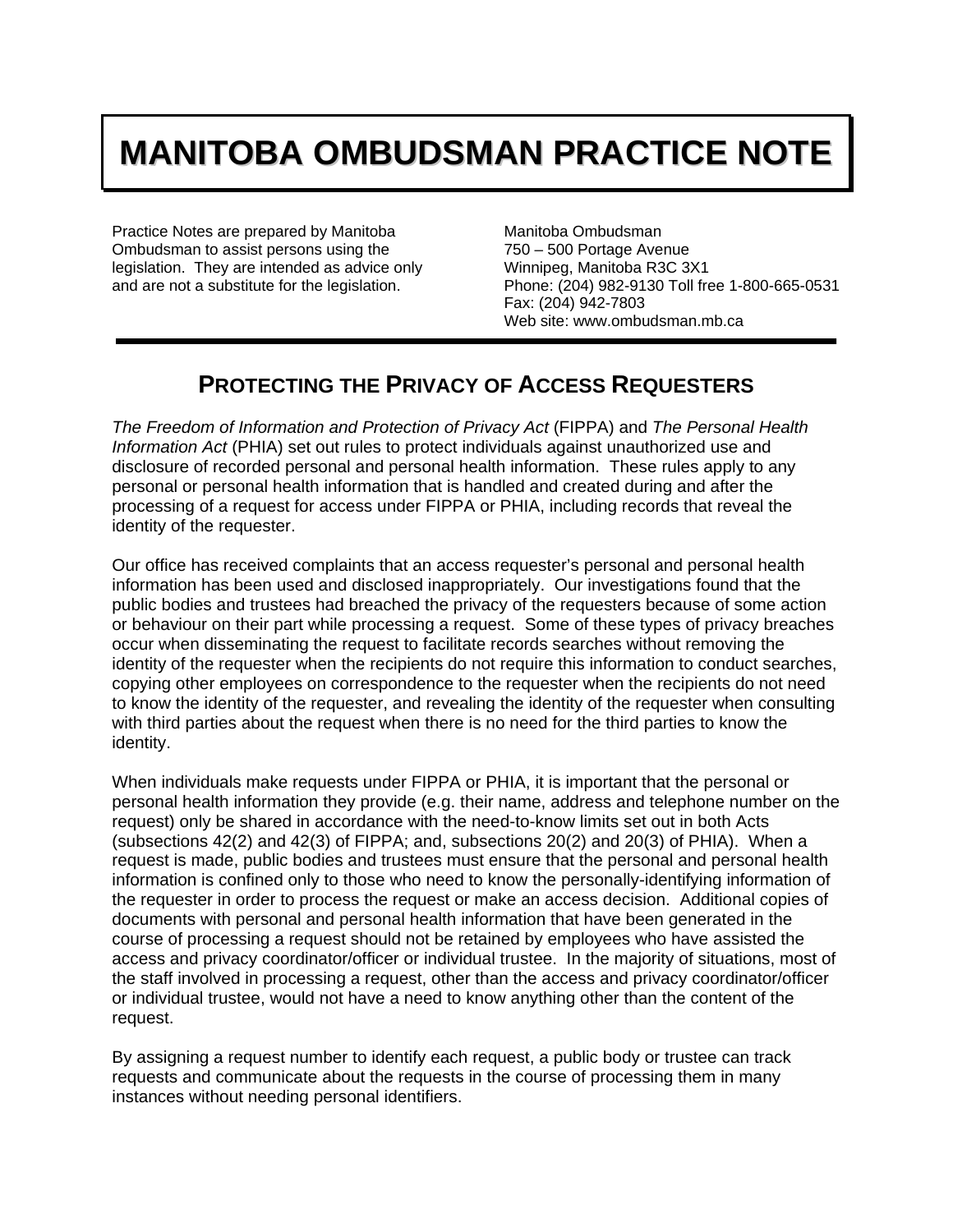# MANITOBA OMBUDSMAN PRACTICE NOTE

Practice Notes are prepared by Manitoba Ombudsman to assist persons using the legislation. They are intended as advice only and are not a substitute for the legislation.

Manitoba Ombudsman
750 – 500 Portage Avenue
Winnipeg, Manitoba R3C 3X1
Phone: (204) 982-9130 Toll free 1-800-665-0531
Fax: (204) 942-7803
Web site: www.ombudsman.mb.ca

## PROTECTING THE PRIVACY OF ACCESS REQUESTERS

*The Freedom of Information and Protection of Privacy Act* (FIPPA) and *The Personal Health Information Act* (PHIA) set out rules to protect individuals against unauthorized use and disclosure of recorded personal and personal health information. These rules apply to any personal or personal health information that is handled and created during and after the processing of a request for access under FIPPA or PHIA, including records that reveal the identity of the requester.

Our office has received complaints that an access requester's personal and personal health information has been used and disclosed inappropriately. Our investigations found that the public bodies and trustees had breached the privacy of the requesters because of some action or behaviour on their part while processing a request. Some of these types of privacy breaches occur when disseminating the request to facilitate records searches without removing the identity of the requester when the recipients do not require this information to conduct searches, copying other employees on correspondence to the requester when the recipients do not need to know the identity of the requester, and revealing the identity of the requester when consulting with third parties about the request when there is no need for the third parties to know the identity.

When individuals make requests under FIPPA or PHIA, it is important that the personal or personal health information they provide (e.g. their name, address and telephone number on the request) only be shared in accordance with the need-to-know limits set out in both Acts (subsections 42(2) and 42(3) of FIPPA; and, subsections 20(2) and 20(3) of PHIA). When a request is made, public bodies and trustees must ensure that the personal and personal health information is confined only to those who need to know the personally-identifying information of the requester in order to process the request or make an access decision. Additional copies of documents with personal and personal health information that have been generated in the course of processing a request should not be retained by employees who have assisted the access and privacy coordinator/officer or individual trustee. In the majority of situations, most of the staff involved in processing a request, other than the access and privacy coordinator/officer or individual trustee, would not have a need to know anything other than the content of the request.

By assigning a request number to identify each request, a public body or trustee can track requests and communicate about the requests in the course of processing them in many instances without needing personal identifiers.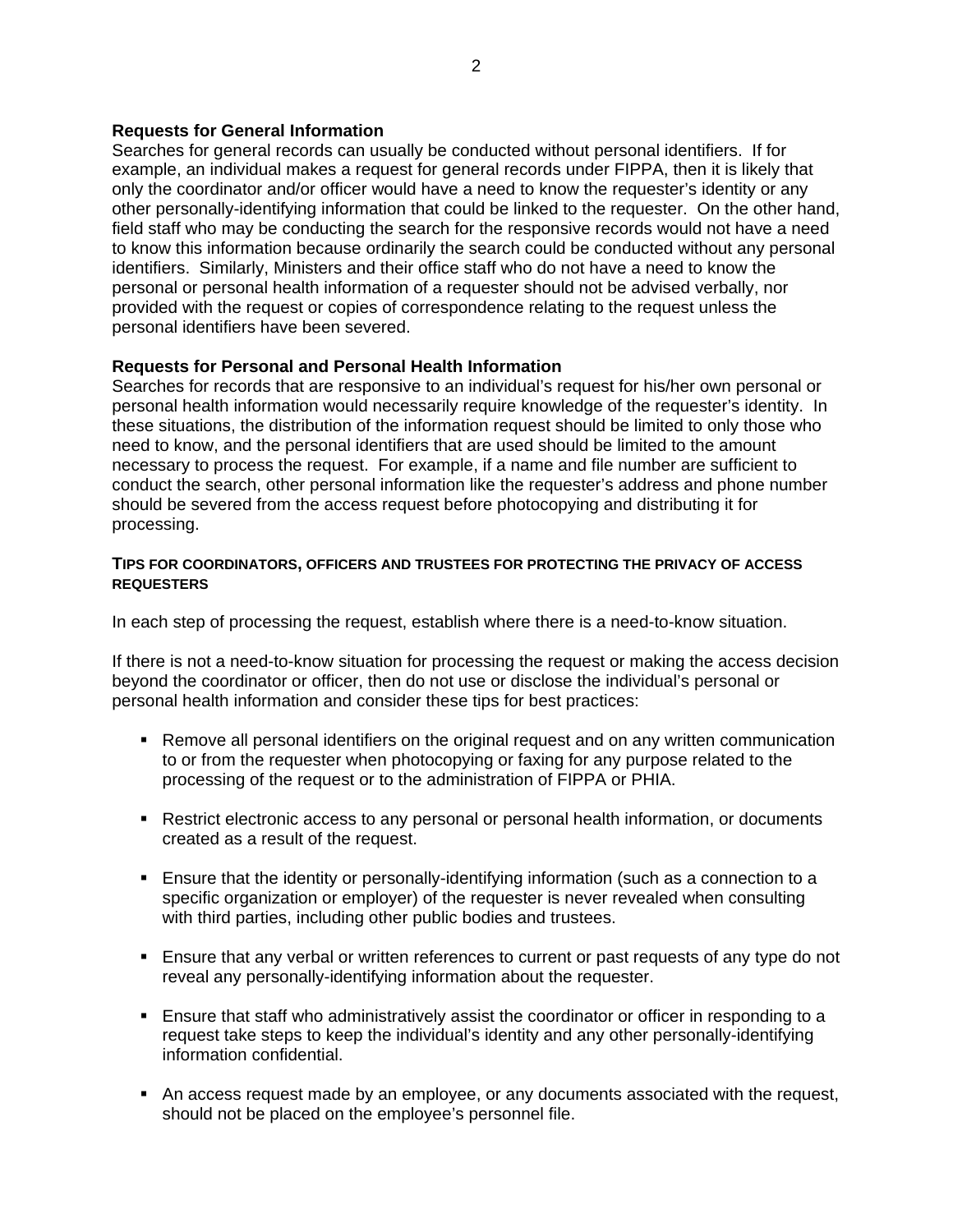**Requests for General Information**

Searches for general records can usually be conducted without personal identifiers. If for example, an individual makes a request for general records under FIPPA, then it is likely that only the coordinator and/or officer would have a need to know the requester's identity or any other personally-identifying information that could be linked to the requester. On the other hand, field staff who may be conducting the search for the responsive records would not have a need to know this information because ordinarily the search could be conducted without any personal identifiers. Similarly, Ministers and their office staff who do not have a need to know the personal or personal health information of a requester should not be advised verbally, nor provided with the request or copies of correspondence relating to the request unless the personal identifiers have been severed.

**Requests for Personal and Personal Health Information**

Searches for records that are responsive to an individual's request for his/her own personal or personal health information would necessarily require knowledge of the requester's identity. In these situations, the distribution of the information request should be limited to only those who need to know, and the personal identifiers that are used should be limited to the amount necessary to process the request. For example, if a name and file number are sufficient to conduct the search, other personal information like the requester's address and phone number should be severed from the access request before photocopying and distributing it for processing.

#### TIPS FOR COORDINATORS, OFFICERS AND TRUSTEES FOR PROTECTING THE PRIVACY OF ACCESS REQUESTERS

In each step of processing the request, establish where there is a need-to-know situation.

If there is not a need-to-know situation for processing the request or making the access decision beyond the coordinator or officer, then do not use or disclose the individual's personal or personal health information and consider these tips for best practices:

- Remove all personal identifiers on the original request and on any written communication to or from the requester when photocopying or faxing for any purpose related to the processing of the request or to the administration of FIPPA or PHIA.
- Restrict electronic access to any personal or personal health information, or documents created as a result of the request.
- Ensure that the identity or personally-identifying information (such as a connection to a specific organization or employer) of the requester is never revealed when consulting with third parties, including other public bodies and trustees.
- Ensure that any verbal or written references to current or past requests of any type do not reveal any personally-identifying information about the requester.
- Ensure that staff who administratively assist the coordinator or officer in responding to a request take steps to keep the individual's identity and any other personally-identifying information confidential.
- An access request made by an employee, or any documents associated with the request, should not be placed on the employee's personnel file.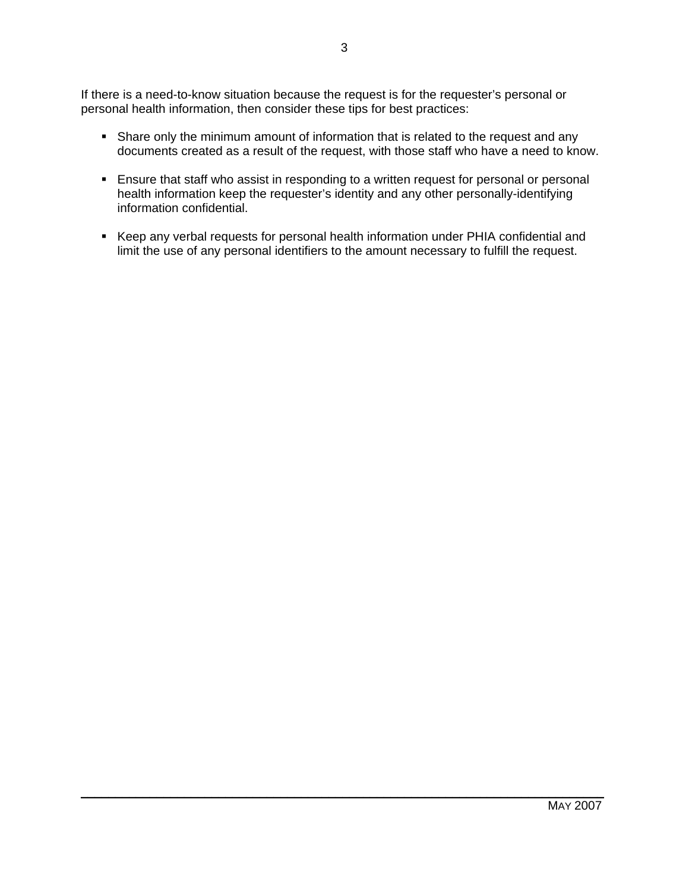If there is a need-to-know situation because the request is for the requester's personal or personal health information, then consider these tips for best practices:

- Share only the minimum amount of information that is related to the request and any documents created as a result of the request, with those staff who have a need to know.

- Ensure that staff who assist in responding to a written request for personal or personal health information keep the requester's identity and any other personally-identifying information confidential.

- Keep any verbal requests for personal health information under PHIA confidential and limit the use of any personal identifiers to the amount necessary to fulfill the request.